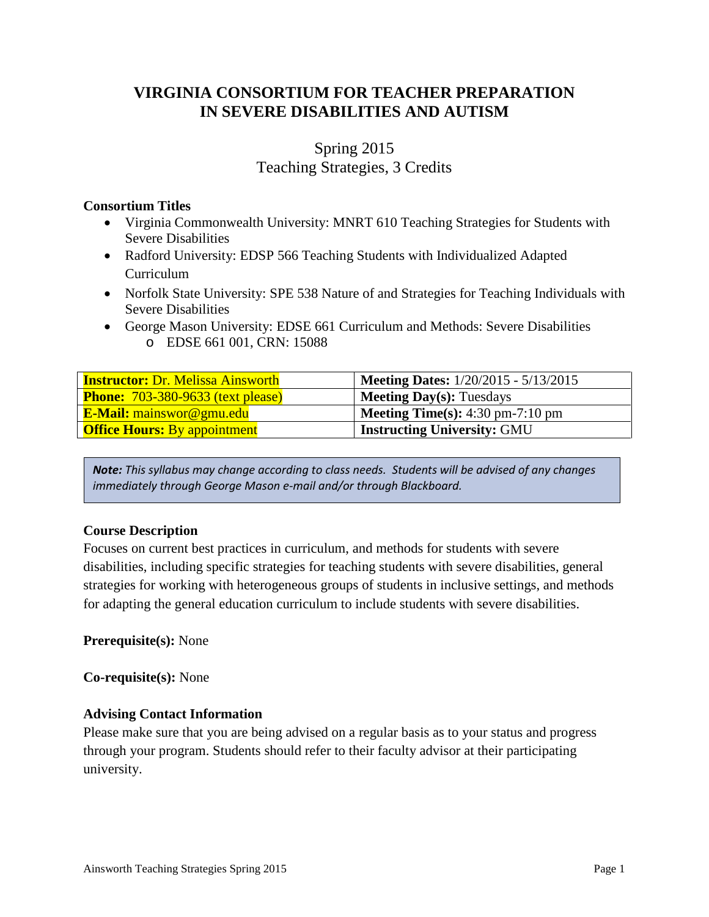# VIRGINIA CONSORTIUM FOR TEACHER PREPARATION IN SEVERE DISABILITIES AND AUTISM

## Spring 2015
## Teaching Strategies, 3 Credits

**Consortium Titles**

- Virginia Commonwealth University: MNRT 610 Teaching Strategies for Students with Severe Disabilities
- Radford University: EDSP 566 Teaching Students with Individualized Adapted Curriculum
- Norfolk State University: SPE 538 Nature of and Strategies for Teaching Individuals with Severe Disabilities
- George Mason University: EDSE 661 Curriculum and Methods: Severe Disabilities
  - EDSE 661 001, CRN: 15088

| **Instructor:** Dr. Melissa Ainsworth | **Meeting Dates:** 1/20/2015 - 5/13/2015 |
|---|---|
| **Phone:** 703-380-9633 (text please) | **Meeting Day(s):** Tuesdays |
| **E-Mail:** mainswor@gmu.edu | **Meeting Time(s):** 4:30 pm-7:10 pm |
| **Office Hours:** By appointment | **Instructing University:** GMU |

> ***Note:*** *This syllabus may change according to class needs. Students will be advised of any changes immediately through George Mason e-mail and/or through Blackboard.*

**Course Description**

Focuses on current best practices in curriculum, and methods for students with severe disabilities, including specific strategies for teaching students with severe disabilities, general strategies for working with heterogeneous groups of students in inclusive settings, and methods for adapting the general education curriculum to include students with severe disabilities.

**Prerequisite(s):** None

**Co-requisite(s):** None

**Advising Contact Information**

Please make sure that you are being advised on a regular basis as to your status and progress through your program. Students should refer to their faculty advisor at their participating university.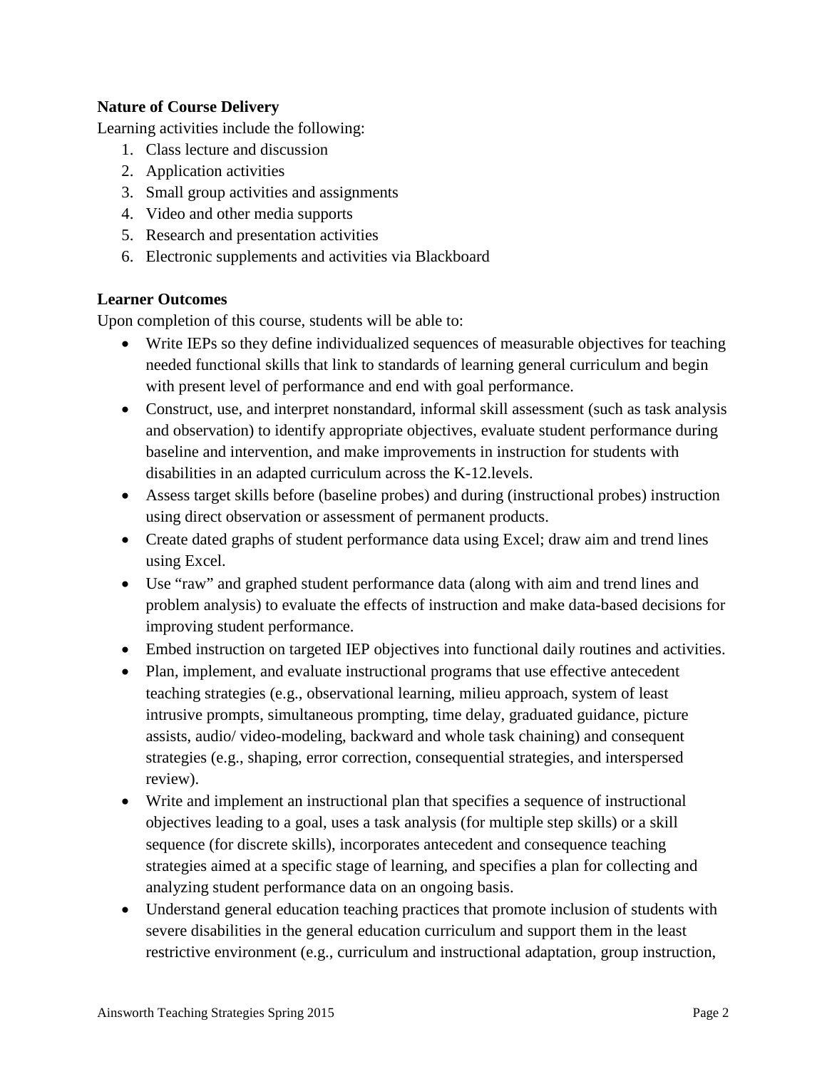**Nature of Course Delivery**

Learning activities include the following:

1. Class lecture and discussion
2. Application activities
3. Small group activities and assignments
4. Video and other media supports
5. Research and presentation activities
6. Electronic supplements and activities via Blackboard

**Learner Outcomes**

Upon completion of this course, students will be able to:

- Write IEPs so they define individualized sequences of measurable objectives for teaching needed functional skills that link to standards of learning general curriculum and begin with present level of performance and end with goal performance.
- Construct, use, and interpret nonstandard, informal skill assessment (such as task analysis and observation) to identify appropriate objectives, evaluate student performance during baseline and intervention, and make improvements in instruction for students with disabilities in an adapted curriculum across the K-12.levels.
- Assess target skills before (baseline probes) and during (instructional probes) instruction using direct observation or assessment of permanent products.
- Create dated graphs of student performance data using Excel; draw aim and trend lines using Excel.
- Use "raw" and graphed student performance data (along with aim and trend lines and problem analysis) to evaluate the effects of instruction and make data-based decisions for improving student performance.
- Embed instruction on targeted IEP objectives into functional daily routines and activities.
- Plan, implement, and evaluate instructional programs that use effective antecedent teaching strategies (e.g., observational learning, milieu approach, system of least intrusive prompts, simultaneous prompting, time delay, graduated guidance, picture assists, audio/ video-modeling, backward and whole task chaining) and consequent strategies (e.g., shaping, error correction, consequential strategies, and interspersed review).
- Write and implement an instructional plan that specifies a sequence of instructional objectives leading to a goal, uses a task analysis (for multiple step skills) or a skill sequence (for discrete skills), incorporates antecedent and consequence teaching strategies aimed at a specific stage of learning, and specifies a plan for collecting and analyzing student performance data on an ongoing basis.
- Understand general education teaching practices that promote inclusion of students with severe disabilities in the general education curriculum and support them in the least restrictive environment (e.g., curriculum and instructional adaptation, group instruction,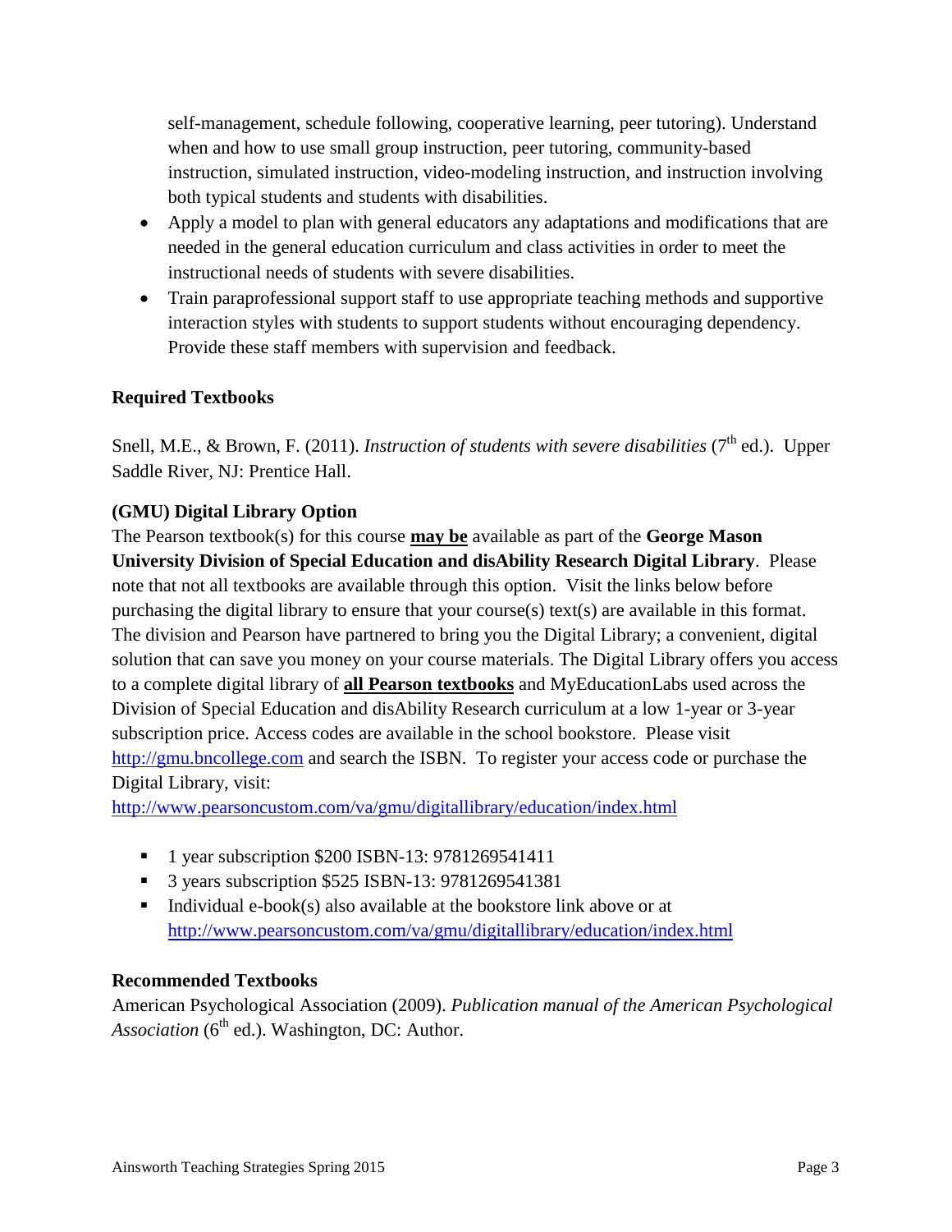self-management, schedule following, cooperative learning, peer tutoring). Understand when and how to use small group instruction, peer tutoring, community-based instruction, simulated instruction, video-modeling instruction, and instruction involving both typical students and students with disabilities.

- Apply a model to plan with general educators any adaptations and modifications that are needed in the general education curriculum and class activities in order to meet the instructional needs of students with severe disabilities.
- Train paraprofessional support staff to use appropriate teaching methods and supportive interaction styles with students to support students without encouraging dependency. Provide these staff members with supervision and feedback.

**Required Textbooks**

Snell, M.E., & Brown, F. (2011). *Instruction of students with severe disabilities* (7th ed.). Upper Saddle River, NJ: Prentice Hall.

**(GMU) Digital Library Option**

The Pearson textbook(s) for this course **may be** available as part of the **George Mason University Division of Special Education and disAbility Research Digital Library**. Please note that not all textbooks are available through this option. Visit the links below before purchasing the digital library to ensure that your course(s) text(s) are available in this format. The division and Pearson have partnered to bring you the Digital Library; a convenient, digital solution that can save you money on your course materials. The Digital Library offers you access to a complete digital library of **all Pearson textbooks** and MyEducationLabs used across the Division of Special Education and disAbility Research curriculum at a low 1-year or 3-year subscription price. Access codes are available in the school bookstore. Please visit http://gmu.bncollege.com and search the ISBN. To register your access code or purchase the Digital Library, visit:
http://www.pearsoncustom.com/va/gmu/digitallibrary/education/index.html

- 1 year subscription $200 ISBN-13: 9781269541411
- 3 years subscription $525 ISBN-13: 9781269541381
- Individual e-book(s) also available at the bookstore link above or at http://www.pearsoncustom.com/va/gmu/digitallibrary/education/index.html

**Recommended Textbooks**

American Psychological Association (2009). *Publication manual of the American Psychological Association* (6th ed.). Washington, DC: Author.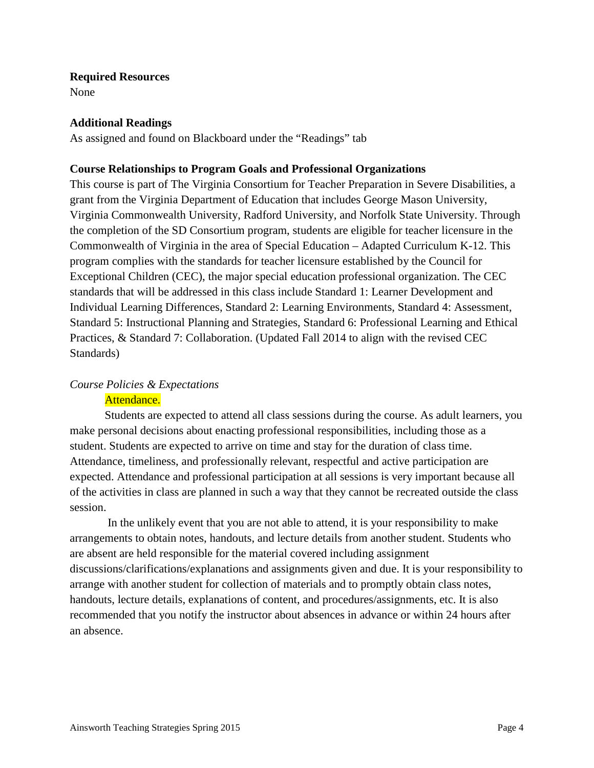**Required Resources**
None

**Additional Readings**
As assigned and found on Blackboard under the “Readings” tab

**Course Relationships to Program Goals and Professional Organizations**
This course is part of The Virginia Consortium for Teacher Preparation in Severe Disabilities, a grant from the Virginia Department of Education that includes George Mason University, Virginia Commonwealth University, Radford University, and Norfolk State University. Through the completion of the SD Consortium program, students are eligible for teacher licensure in the Commonwealth of Virginia in the area of Special Education – Adapted Curriculum K-12. This program complies with the standards for teacher licensure established by the Council for Exceptional Children (CEC), the major special education professional organization. The CEC standards that will be addressed in this class include Standard 1: Learner Development and Individual Learning Differences, Standard 2: Learning Environments, Standard 4: Assessment, Standard 5: Instructional Planning and Strategies, Standard 6: Professional Learning and Ethical Practices, & Standard 7: Collaboration. (Updated Fall 2014 to align with the revised CEC Standards)

*Course Policies & Expectations*

Attendance.

Students are expected to attend all class sessions during the course. As adult learners, you make personal decisions about enacting professional responsibilities, including those as a student. Students are expected to arrive on time and stay for the duration of class time. Attendance, timeliness, and professionally relevant, respectful and active participation are expected. Attendance and professional participation at all sessions is very important because all of the activities in class are planned in such a way that they cannot be recreated outside the class session.

In the unlikely event that you are not able to attend, it is your responsibility to make arrangements to obtain notes, handouts, and lecture details from another student. Students who are absent are held responsible for the material covered including assignment discussions/clarifications/explanations and assignments given and due. It is your responsibility to arrange with another student for collection of materials and to promptly obtain class notes, handouts, lecture details, explanations of content, and procedures/assignments, etc. It is also recommended that you notify the instructor about absences in advance or within 24 hours after an absence.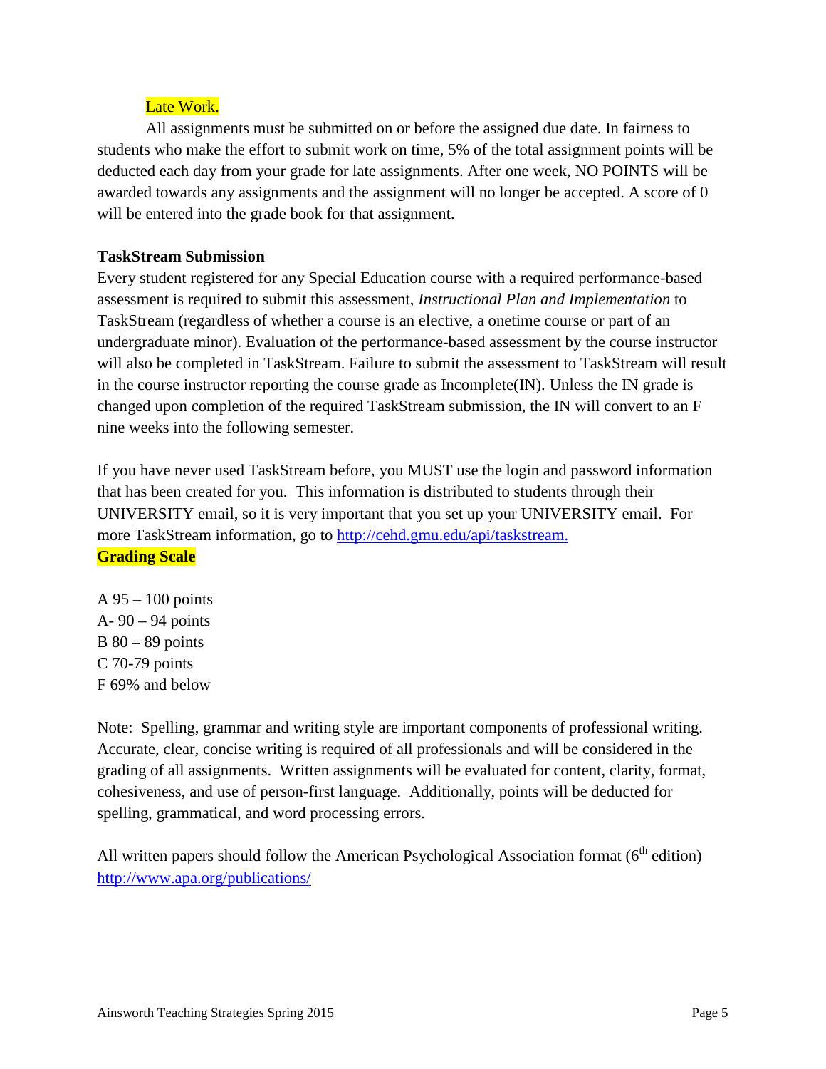### Late Work.

All assignments must be submitted on or before the assigned due date. In fairness to students who make the effort to submit work on time, 5% of the total assignment points will be deducted each day from your grade for late assignments. After one week, NO POINTS will be awarded towards any assignments and the assignment will no longer be accepted. A score of 0 will be entered into the grade book for that assignment.

**TaskStream Submission**

Every student registered for any Special Education course with a required performance-based assessment is required to submit this assessment, *Instructional Plan and Implementation* to TaskStream (regardless of whether a course is an elective, a onetime course or part of an undergraduate minor). Evaluation of the performance-based assessment by the course instructor will also be completed in TaskStream. Failure to submit the assessment to TaskStream will result in the course instructor reporting the course grade as Incomplete(IN). Unless the IN grade is changed upon completion of the required TaskStream submission, the IN will convert to an F nine weeks into the following semester.

If you have never used TaskStream before, you MUST use the login and password information that has been created for you. This information is distributed to students through their UNIVERSITY email, so it is very important that you set up your UNIVERSITY email. For more TaskStream information, go to http://cehd.gmu.edu/api/taskstream.

**Grading Scale**

A 95 – 100 points
A- 90 – 94 points
B 80 – 89 points
C 70-79 points
F 69% and below

Note: Spelling, grammar and writing style are important components of professional writing. Accurate, clear, concise writing is required of all professionals and will be considered in the grading of all assignments. Written assignments will be evaluated for content, clarity, format, cohesiveness, and use of person-first language. Additionally, points will be deducted for spelling, grammatical, and word processing errors.

All written papers should follow the American Psychological Association format (6th edition) http://www.apa.org/publications/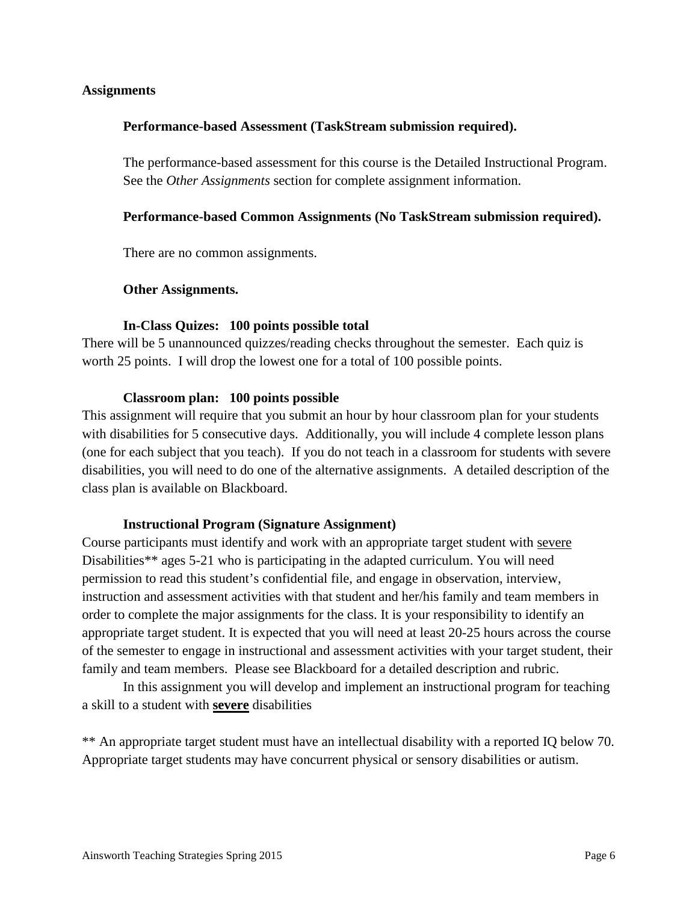**Assignments**

**Performance-based Assessment (TaskStream submission required).**

The performance-based assessment for this course is the Detailed Instructional Program. See the *Other Assignments* section for complete assignment information.

**Performance-based Common Assignments (No TaskStream submission required).**

There are no common assignments.

**Other Assignments.**

**In-Class Quizes: 100 points possible total**

There will be 5 unannounced quizzes/reading checks throughout the semester. Each quiz is worth 25 points. I will drop the lowest one for a total of 100 possible points.

**Classroom plan: 100 points possible**

This assignment will require that you submit an hour by hour classroom plan for your students with disabilities for 5 consecutive days. Additionally, you will include 4 complete lesson plans (one for each subject that you teach). If you do not teach in a classroom for students with severe disabilities, you will need to do one of the alternative assignments. A detailed description of the class plan is available on Blackboard.

**Instructional Program (Signature Assignment)**

Course participants must identify and work with an appropriate target student with <u>severe</u> Disabilities** ages 5-21 who is participating in the adapted curriculum. You will need permission to read this student's confidential file, and engage in observation, interview, instruction and assessment activities with that student and her/his family and team members in order to complete the major assignments for the class. It is your responsibility to identify an appropriate target student. It is expected that you will need at least 20-25 hours across the course of the semester to engage in instructional and assessment activities with your target student, their family and team members. Please see Blackboard for a detailed description and rubric.

In this assignment you will develop and implement an instructional program for teaching a skill to a student with **<u>severe</u>** disabilities

** An appropriate target student must have an intellectual disability with a reported IQ below 70. Appropriate target students may have concurrent physical or sensory disabilities or autism.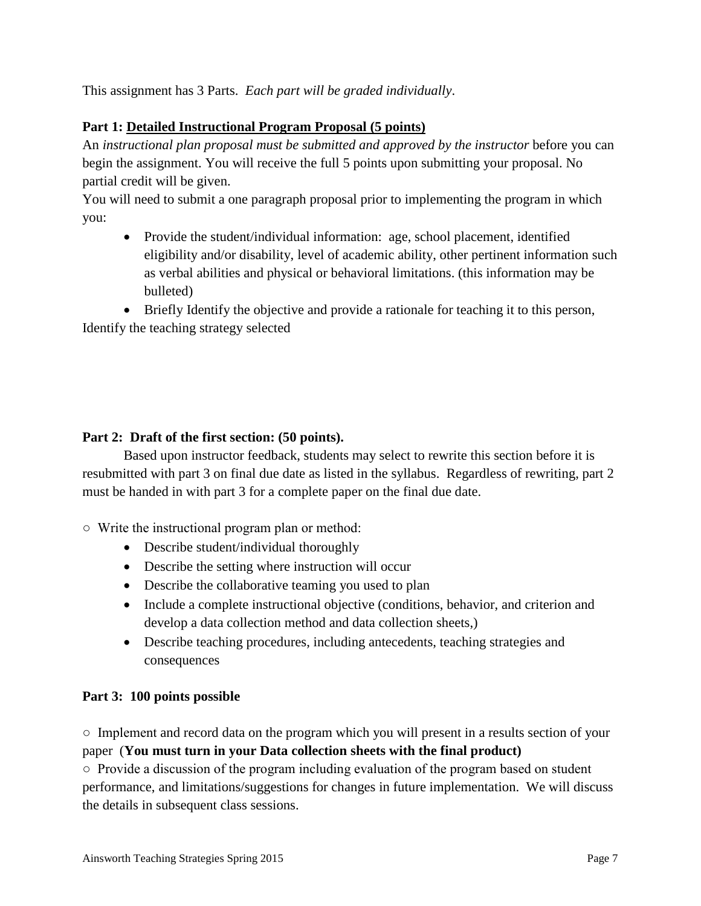This assignment has 3 Parts. *Each part will be graded individually*.

**Part 1: <u>Detailed Instructional Program Proposal (5 points)</u>**

An *instructional plan proposal must be submitted and approved by the instructor* before you can begin the assignment. You will receive the full 5 points upon submitting your proposal. No partial credit will be given.

You will need to submit a one paragraph proposal prior to implementing the program in which you:

- Provide the student/individual information: age, school placement, identified eligibility and/or disability, level of academic ability, other pertinent information such as verbal abilities and physical or behavioral limitations. (this information may be bulleted)
- Briefly Identify the objective and provide a rationale for teaching it to this person,

Identify the teaching strategy selected

**Part 2: Draft of the first section: (50 points).**

Based upon instructor feedback, students may select to rewrite this section before it is resubmitted with part 3 on final due date as listed in the syllabus. Regardless of rewriting, part 2 must be handed in with part 3 for a complete paper on the final due date.

○ Write the instructional program plan or method:

- Describe student/individual thoroughly
- Describe the setting where instruction will occur
- Describe the collaborative teaming you used to plan
- Include a complete instructional objective (conditions, behavior, and criterion and develop a data collection method and data collection sheets,)
- Describe teaching procedures, including antecedents, teaching strategies and consequences

**Part 3: 100 points possible**

○ Implement and record data on the program which you will present in a results section of your paper (**You must turn in your Data collection sheets with the final product)**

○ Provide a discussion of the program including evaluation of the program based on student performance, and limitations/suggestions for changes in future implementation. We will discuss the details in subsequent class sessions.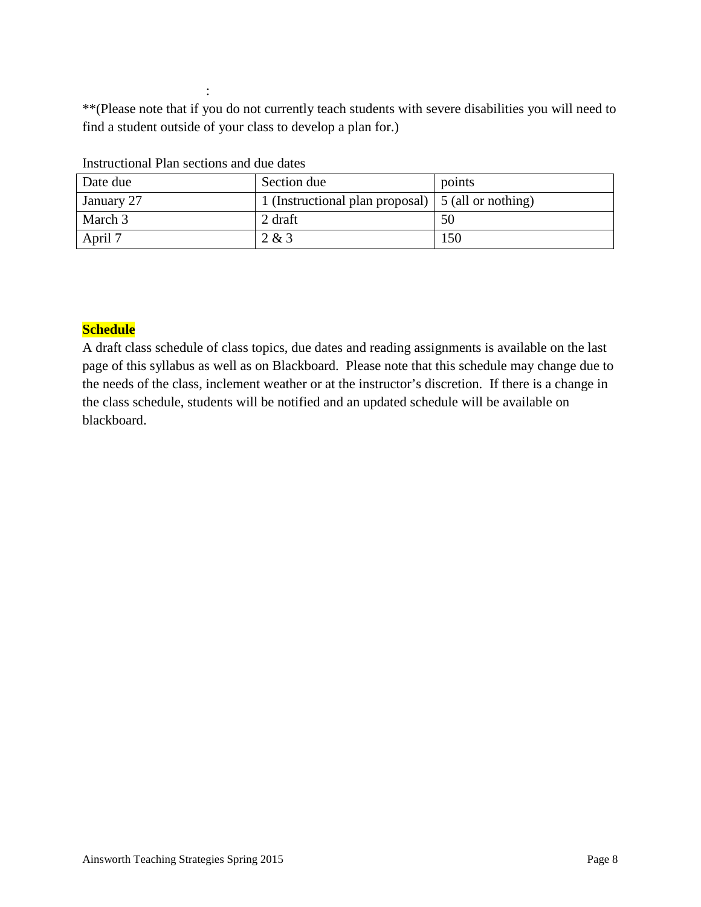:

**(Please note that if you do not currently teach students with severe disabilities you will need to find a student outside of your class to develop a plan for.)

Instructional Plan sections and due dates

| Date due | Section due | points |
| --- | --- | --- |
| January 27 | 1 (Instructional plan proposal) | 5 (all or nothing) |
| March 3 | 2 draft | 50 |
| April 7 | 2 & 3 | 150 |

**Schedule**

A draft class schedule of class topics, due dates and reading assignments is available on the last page of this syllabus as well as on Blackboard. Please note that this schedule may change due to the needs of the class, inclement weather or at the instructor's discretion. If there is a change in the class schedule, students will be notified and an updated schedule will be available on blackboard.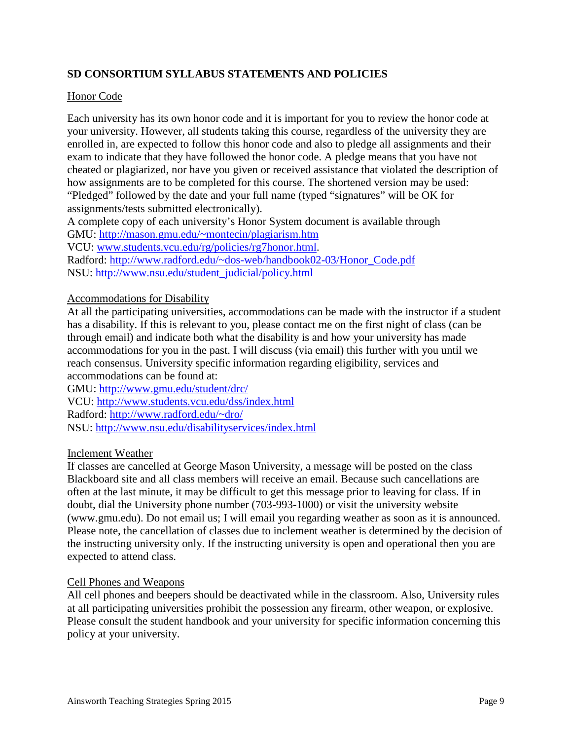## SD CONSORTIUM SYLLABUS STATEMENTS AND POLICIES

### Honor Code

Each university has its own honor code and it is important for you to review the honor code at your university. However, all students taking this course, regardless of the university they are enrolled in, are expected to follow this honor code and also to pledge all assignments and their exam to indicate that they have followed the honor code. A pledge means that you have not cheated or plagiarized, nor have you given or received assistance that violated the description of how assignments are to be completed for this course. The shortened version may be used: "Pledged" followed by the date and your full name (typed "signatures" will be OK for assignments/tests submitted electronically).

A complete copy of each university's Honor System document is available through
GMU: http://mason.gmu.edu/~montecin/plagiarism.htm
VCU: www.students.vcu.edu/rg/policies/rg7honor.html.
Radford: http://www.radford.edu/~dos-web/handbook02-03/Honor_Code.pdf
NSU: http://www.nsu.edu/student_judicial/policy.html

### Accommodations for Disability

At all the participating universities, accommodations can be made with the instructor if a student has a disability. If this is relevant to you, please contact me on the first night of class (can be through email) and indicate both what the disability is and how your university has made accommodations for you in the past. I will discuss (via email) this further with you until we reach consensus. University specific information regarding eligibility, services and accommodations can be found at:
GMU: http://www.gmu.edu/student/drc/
VCU: http://www.students.vcu.edu/dss/index.html
Radford: http://www.radford.edu/~dro/
NSU: http://www.nsu.edu/disabilityservices/index.html

### Inclement Weather

If classes are cancelled at George Mason University, a message will be posted on the class Blackboard site and all class members will receive an email. Because such cancellations are often at the last minute, it may be difficult to get this message prior to leaving for class. If in doubt, dial the University phone number (703-993-1000) or visit the university website (www.gmu.edu). Do not email us; I will email you regarding weather as soon as it is announced. Please note, the cancellation of classes due to inclement weather is determined by the decision of the instructing university only. If the instructing university is open and operational then you are expected to attend class.

### Cell Phones and Weapons

All cell phones and beepers should be deactivated while in the classroom. Also, University rules at all participating universities prohibit the possession any firearm, other weapon, or explosive. Please consult the student handbook and your university for specific information concerning this policy at your university.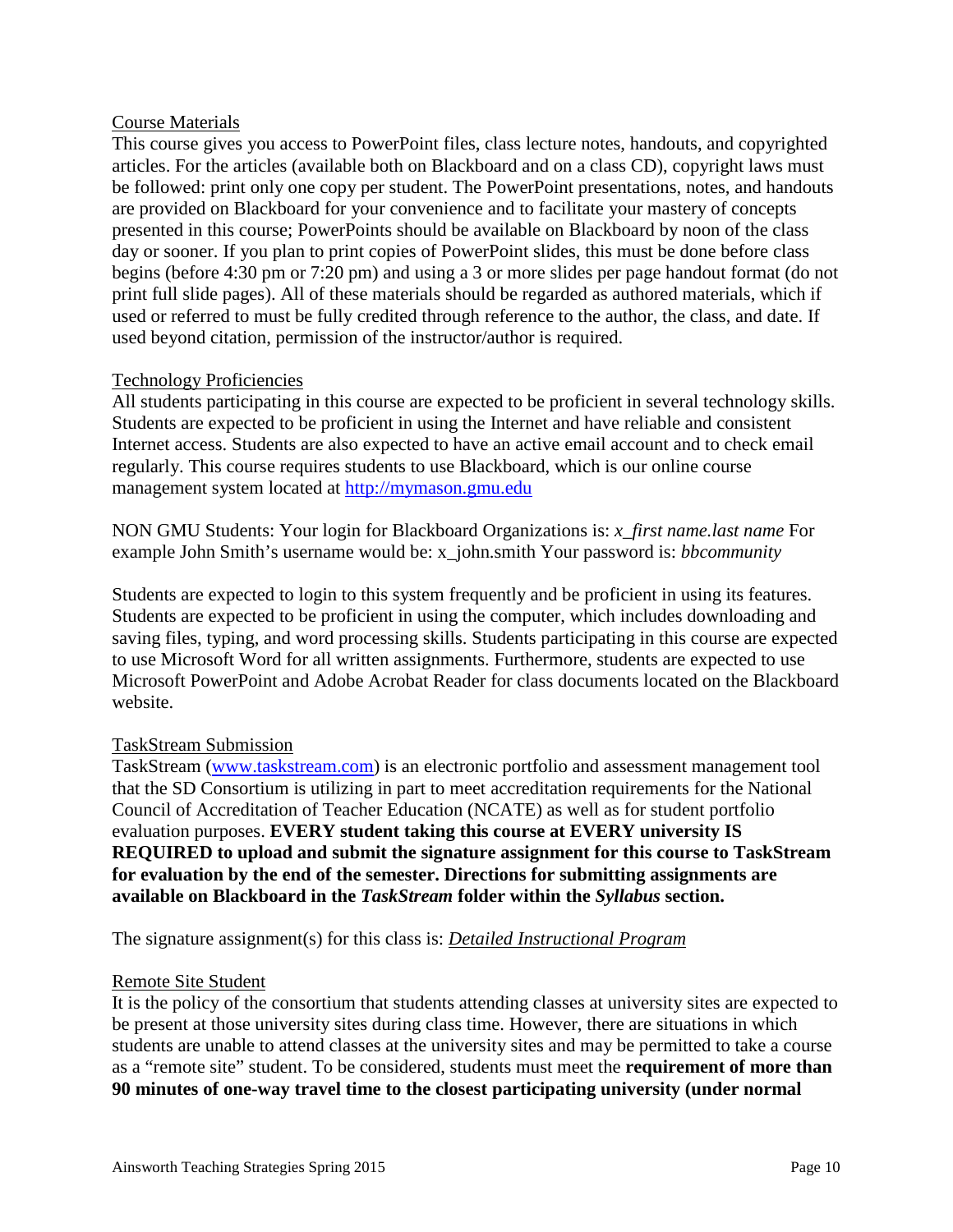Course Materials

This course gives you access to PowerPoint files, class lecture notes, handouts, and copyrighted articles. For the articles (available both on Blackboard and on a class CD), copyright laws must be followed: print only one copy per student. The PowerPoint presentations, notes, and handouts are provided on Blackboard for your convenience and to facilitate your mastery of concepts presented in this course; PowerPoints should be available on Blackboard by noon of the class day or sooner. If you plan to print copies of PowerPoint slides, this must be done before class begins (before 4:30 pm or 7:20 pm) and using a 3 or more slides per page handout format (do not print full slide pages). All of these materials should be regarded as authored materials, which if used or referred to must be fully credited through reference to the author, the class, and date. If used beyond citation, permission of the instructor/author is required.

Technology Proficiencies

All students participating in this course are expected to be proficient in several technology skills. Students are expected to be proficient in using the Internet and have reliable and consistent Internet access. Students are also expected to have an active email account and to check email regularly. This course requires students to use Blackboard, which is our online course management system located at [http://mymason.gmu.edu](http://mymason.gmu.edu)

NON GMU Students: Your login for Blackboard Organizations is: *x_first name.last name* For example John Smith's username would be: x_john.smith Your password is: *bbcommunity*

Students are expected to login to this system frequently and be proficient in using its features. Students are expected to be proficient in using the computer, which includes downloading and saving files, typing, and word processing skills. Students participating in this course are expected to use Microsoft Word for all written assignments. Furthermore, students are expected to use Microsoft PowerPoint and Adobe Acrobat Reader for class documents located on the Blackboard website.

TaskStream Submission

TaskStream ([www.taskstream.com](http://www.taskstream.com)) is an electronic portfolio and assessment management tool that the SD Consortium is utilizing in part to meet accreditation requirements for the National Council of Accreditation of Teacher Education (NCATE) as well as for student portfolio evaluation purposes. **EVERY student taking this course at EVERY university IS REQUIRED to upload and submit the signature assignment for this course to TaskStream for evaluation by the end of the semester. Directions for submitting assignments are available on Blackboard in the *TaskStream* folder within the *Syllabus* section.**

The signature assignment(s) for this class is: *Detailed Instructional Program*

Remote Site Student

It is the policy of the consortium that students attending classes at university sites are expected to be present at those university sites during class time. However, there are situations in which students are unable to attend classes at the university sites and may be permitted to take a course as a "remote site" student. To be considered, students must meet the **requirement of more than 90 minutes of one-way travel time to the closest participating university (under normal**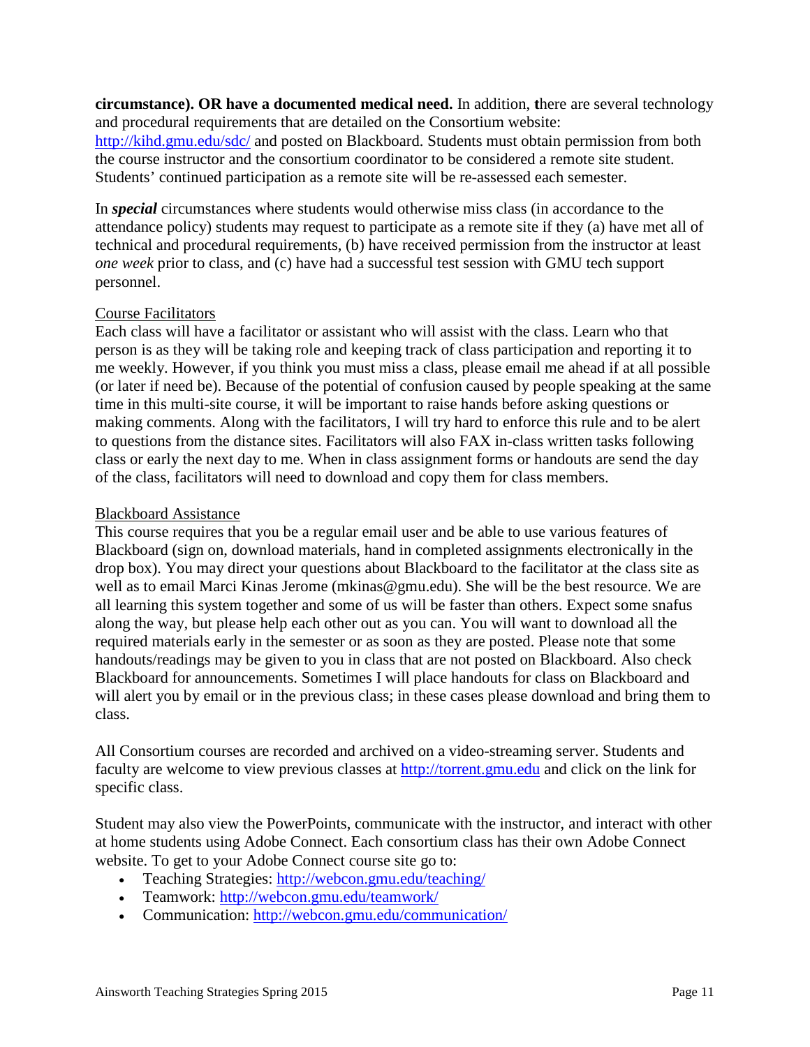**circumstance). OR have a documented medical need.** In addition, **t**here are several technology and procedural requirements that are detailed on the Consortium website: http://kihd.gmu.edu/sdc/ and posted on Blackboard. Students must obtain permission from both the course instructor and the consortium coordinator to be considered a remote site student. Students' continued participation as a remote site will be re-assessed each semester.

In ***special*** circumstances where students would otherwise miss class (in accordance to the attendance policy) students may request to participate as a remote site if they (a) have met all of technical and procedural requirements, (b) have received permission from the instructor at least *one week* prior to class, and (c) have had a successful test session with GMU tech support personnel.

Course Facilitators

Each class will have a facilitator or assistant who will assist with the class. Learn who that person is as they will be taking role and keeping track of class participation and reporting it to me weekly. However, if you think you must miss a class, please email me ahead if at all possible (or later if need be). Because of the potential of confusion caused by people speaking at the same time in this multi-site course, it will be important to raise hands before asking questions or making comments. Along with the facilitators, I will try hard to enforce this rule and to be alert to questions from the distance sites. Facilitators will also FAX in-class written tasks following class or early the next day to me. When in class assignment forms or handouts are send the day of the class, facilitators will need to download and copy them for class members.

Blackboard Assistance

This course requires that you be a regular email user and be able to use various features of Blackboard (sign on, download materials, hand in completed assignments electronically in the drop box). You may direct your questions about Blackboard to the facilitator at the class site as well as to email Marci Kinas Jerome (mkinas@gmu.edu). She will be the best resource. We are all learning this system together and some of us will be faster than others. Expect some snafus along the way, but please help each other out as you can. You will want to download all the required materials early in the semester or as soon as they are posted. Please note that some handouts/readings may be given to you in class that are not posted on Blackboard. Also check Blackboard for announcements. Sometimes I will place handouts for class on Blackboard and will alert you by email or in the previous class; in these cases please download and bring them to class.

All Consortium courses are recorded and archived on a video-streaming server. Students and faculty are welcome to view previous classes at http://torrent.gmu.edu and click on the link for specific class.

Student may also view the PowerPoints, communicate with the instructor, and interact with other at home students using Adobe Connect. Each consortium class has their own Adobe Connect website. To get to your Adobe Connect course site go to:

- Teaching Strategies: http://webcon.gmu.edu/teaching/
- Teamwork: http://webcon.gmu.edu/teamwork/
- Communication: http://webcon.gmu.edu/communication/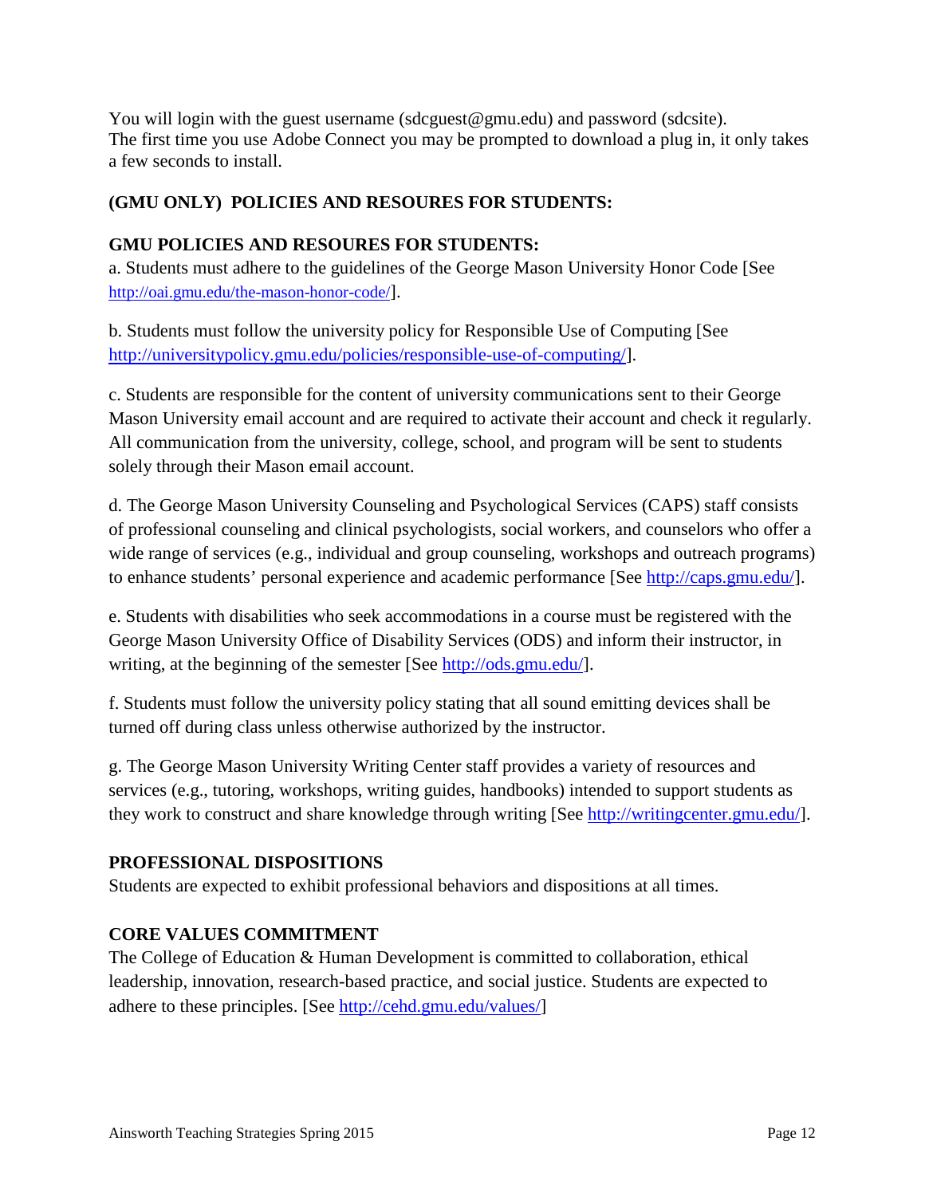You will login with the guest username (sdcguest@gmu.edu) and password (sdcsite). The first time you use Adobe Connect you may be prompted to download a plug in, it only takes a few seconds to install.

**(GMU ONLY) POLICIES AND RESOURES FOR STUDENTS:**

**GMU POLICIES AND RESOURES FOR STUDENTS:**

a. Students must adhere to the guidelines of the George Mason University Honor Code [See http://oai.gmu.edu/the-mason-honor-code/].

b. Students must follow the university policy for Responsible Use of Computing [See http://universitypolicy.gmu.edu/policies/responsible-use-of-computing/].

c. Students are responsible for the content of university communications sent to their George Mason University email account and are required to activate their account and check it regularly. All communication from the university, college, school, and program will be sent to students solely through their Mason email account.

d. The George Mason University Counseling and Psychological Services (CAPS) staff consists of professional counseling and clinical psychologists, social workers, and counselors who offer a wide range of services (e.g., individual and group counseling, workshops and outreach programs) to enhance students' personal experience and academic performance [See http://caps.gmu.edu/].

e. Students with disabilities who seek accommodations in a course must be registered with the George Mason University Office of Disability Services (ODS) and inform their instructor, in writing, at the beginning of the semester [See http://ods.gmu.edu/].

f. Students must follow the university policy stating that all sound emitting devices shall be turned off during class unless otherwise authorized by the instructor.

g. The George Mason University Writing Center staff provides a variety of resources and services (e.g., tutoring, workshops, writing guides, handbooks) intended to support students as they work to construct and share knowledge through writing [See http://writingcenter.gmu.edu/].

**PROFESSIONAL DISPOSITIONS**

Students are expected to exhibit professional behaviors and dispositions at all times.

**CORE VALUES COMMITMENT**

The College of Education & Human Development is committed to collaboration, ethical leadership, innovation, research-based practice, and social justice. Students are expected to adhere to these principles. [See http://cehd.gmu.edu/values/]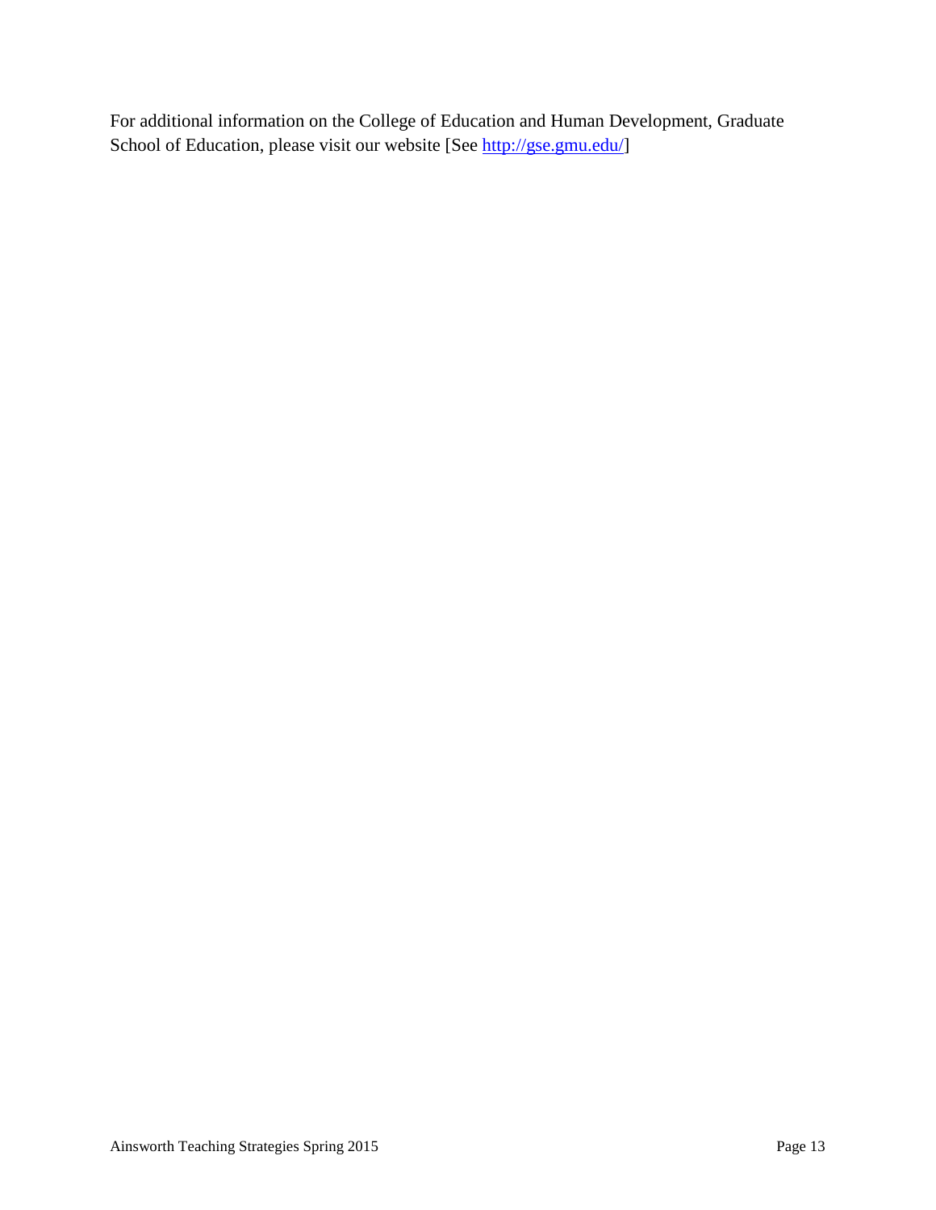For additional information on the College of Education and Human Development, Graduate School of Education, please visit our website [See http://gse.gmu.edu/]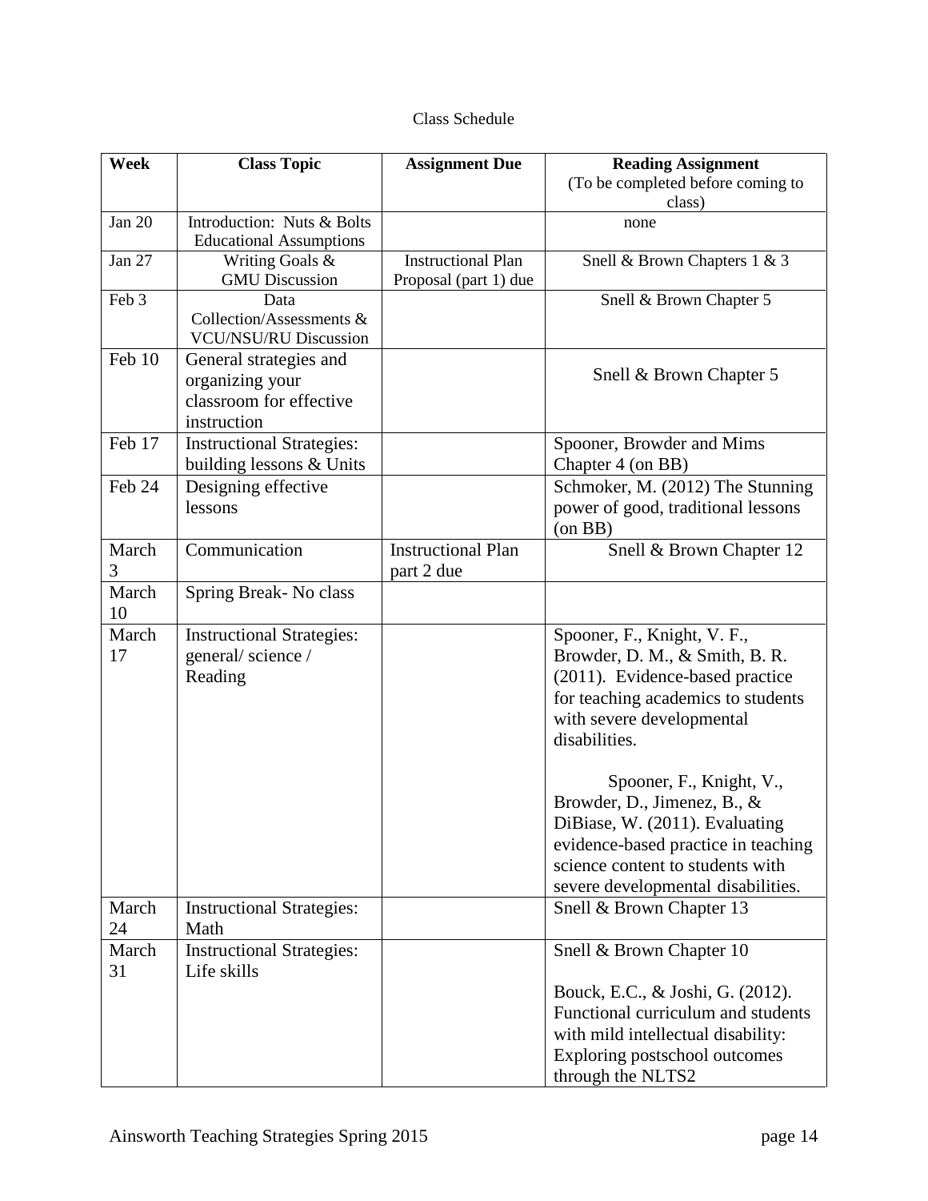Class Schedule

| Week | Class Topic | Assignment Due | Reading Assignment (To be completed before coming to class) |
| --- | --- | --- | --- |
| Jan 20 | Introduction: Nuts & Bolts Educational Assumptions | | none |
| Jan 27 | Writing Goals & GMU Discussion | Instructional Plan Proposal (part 1) due | Snell & Brown Chapters 1 & 3 |
| Feb 3 | Data Collection/Assessments & VCU/NSU/RU Discussion | | Snell & Brown Chapter 5 |
| Feb 10 | General strategies and organizing your classroom for effective instruction | | Snell & Brown Chapter 5 |
| Feb 17 | Instructional Strategies: building lessons & Units | | Spooner, Browder and Mims Chapter 4 (on BB) |
| Feb 24 | Designing effective lessons | | Schmoker, M. (2012) The Stunning power of good, traditional lessons (on BB) |
| March 3 | Communication | Instructional Plan part 2 due | Snell & Brown Chapter 12 |
| March 10 | Spring Break- No class | | |
| March 17 | Instructional Strategies: general/ science / Reading | | Spooner, F., Knight, V. F., Browder, D. M., & Smith, B. R. (2011). Evidence-based practice for teaching academics to students with severe developmental disabilities.<br><br>Spooner, F., Knight, V., Browder, D., Jimenez, B., & DiBiase, W. (2011). Evaluating evidence-based practice in teaching science content to students with severe developmental disabilities. |
| March 24 | Instructional Strategies: Math | | Snell & Brown Chapter 13 |
| March 31 | Instructional Strategies: Life skills | | Snell & Brown Chapter 10<br><br>Bouck, E.C., & Joshi, G. (2012). Functional curriculum and students with mild intellectual disability: Exploring postschool outcomes through the NLTS2 |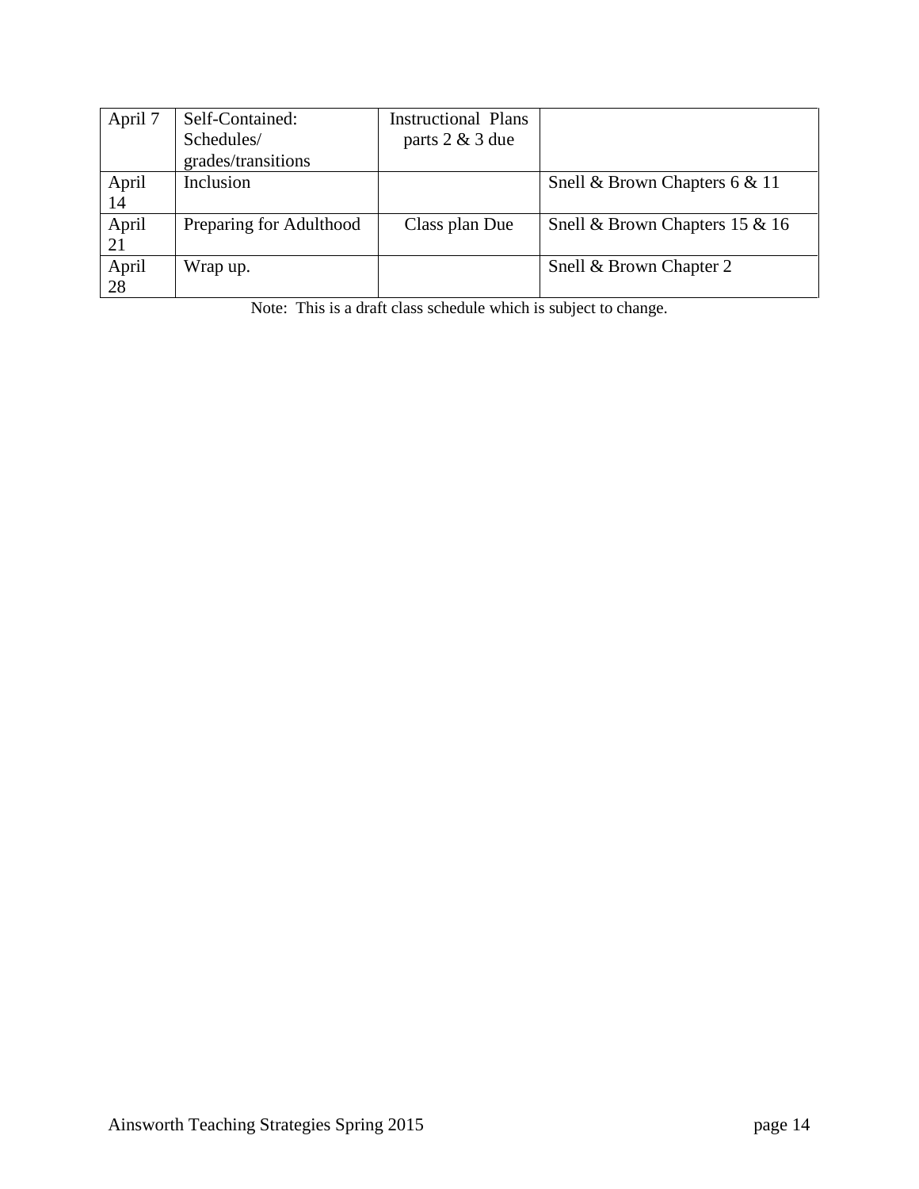| | | | |
|---|---|---|---|
| April 7 | Self-Contained: Schedules/ grades/transitions | Instructional Plans parts 2 & 3 due | |
| April 14 | Inclusion | | Snell & Brown Chapters 6 & 11 |
| April 21 | Preparing for Adulthood | Class plan Due | Snell & Brown Chapters 15 & 16 |
| April 28 | Wrap up. | | Snell & Brown Chapter 2 |

Note: This is a draft class schedule which is subject to change.